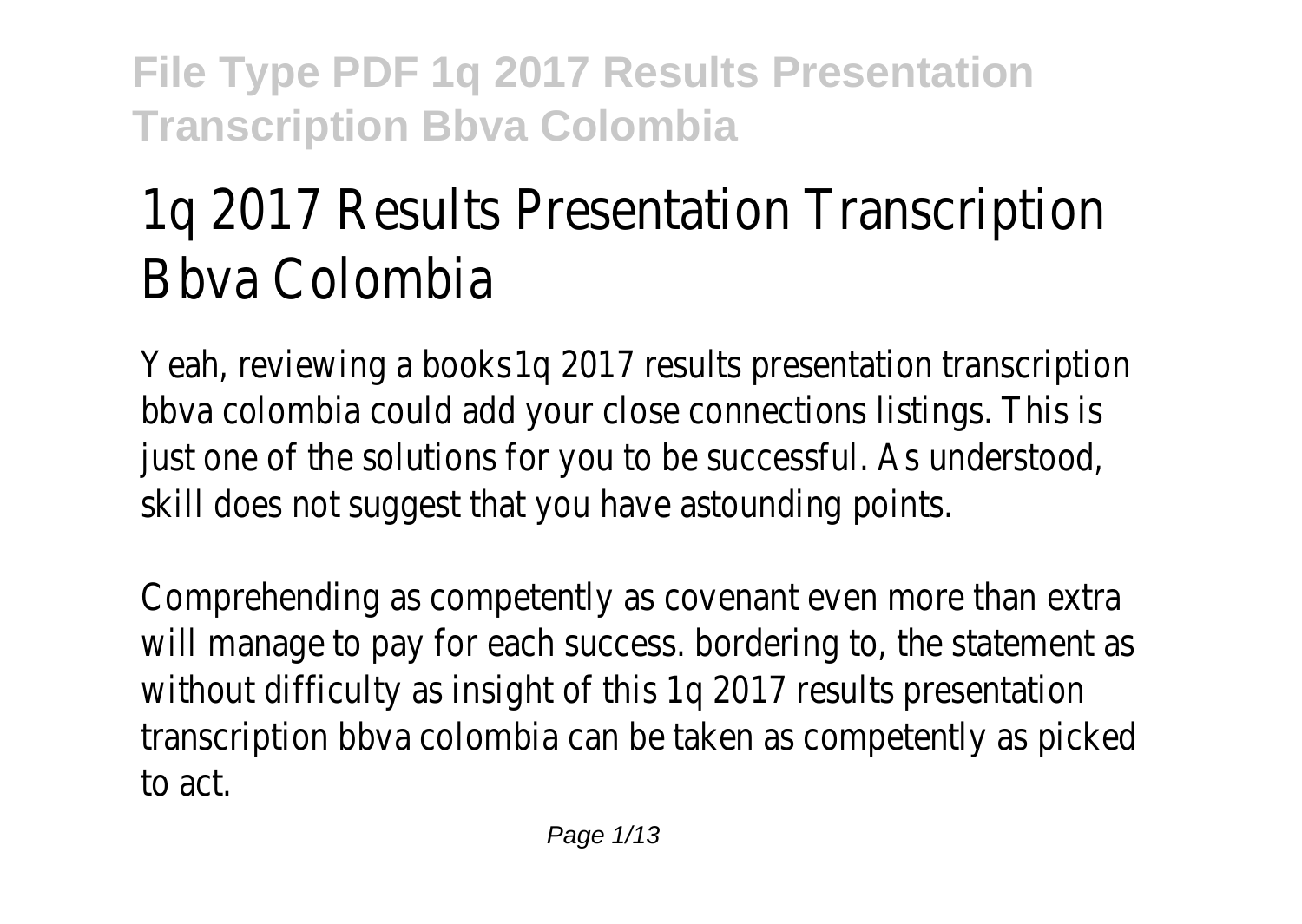# 1q 2017 Results Presentation Transcription Bbva Colombia

Yeah, reviewing a books 1q 2017 results presentation transcription bbva colombia could add your close connections listings. This is just one of the solutions for you to be successful. As understood, skill does not suggest that you have astounding points.

Comprehending as competently as covenant even more than extra will manage to pay for each success. bordering to, the statement as without difficulty as insight of this 1q 2017 results presentation transcription bbva colombia can be taken as competently as picked to act.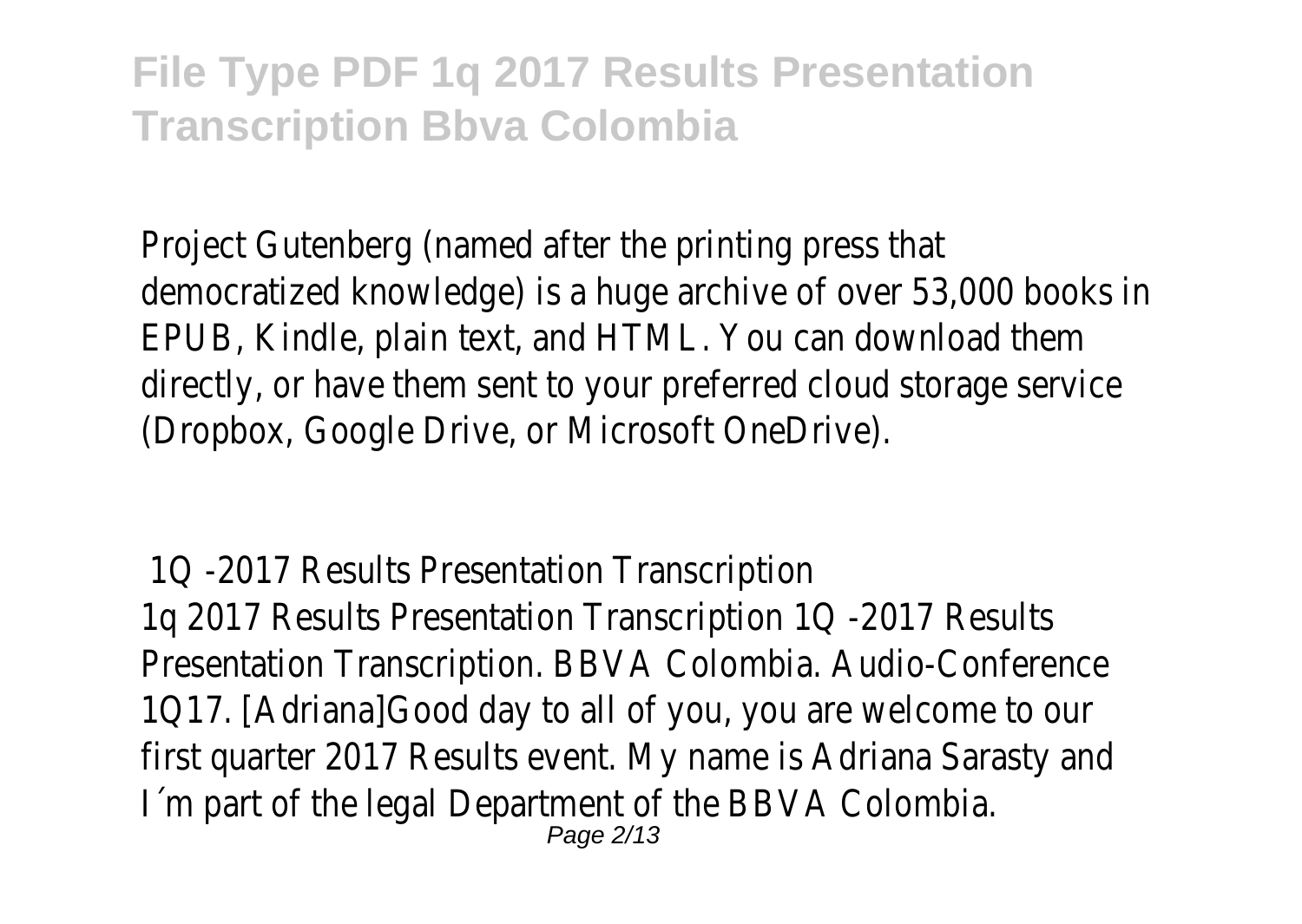Project Gutenberg (named after the printing press that democratized knowledge) is a huge archive of over 53,000 books in EPUB, Kindle, plain text, and HTML. You can download them directly, or have them sent to your preferred cloud storage service (Dropbox, Google Drive, or Microsoft OneDrive).

## 1Q -2017 Results Presentation Transcription

1q 2017 Results Presentation Transcription 1Q -2017 Results Presentation Transcription. BBVA Colombia. Audio-Conference 1Q17. [Adriana]Good day to all of you, you are welcome to our first quarter 2017 Results event. My name is Adriana Sarasty and I´m part of the legal Department of the BBVA Colombia.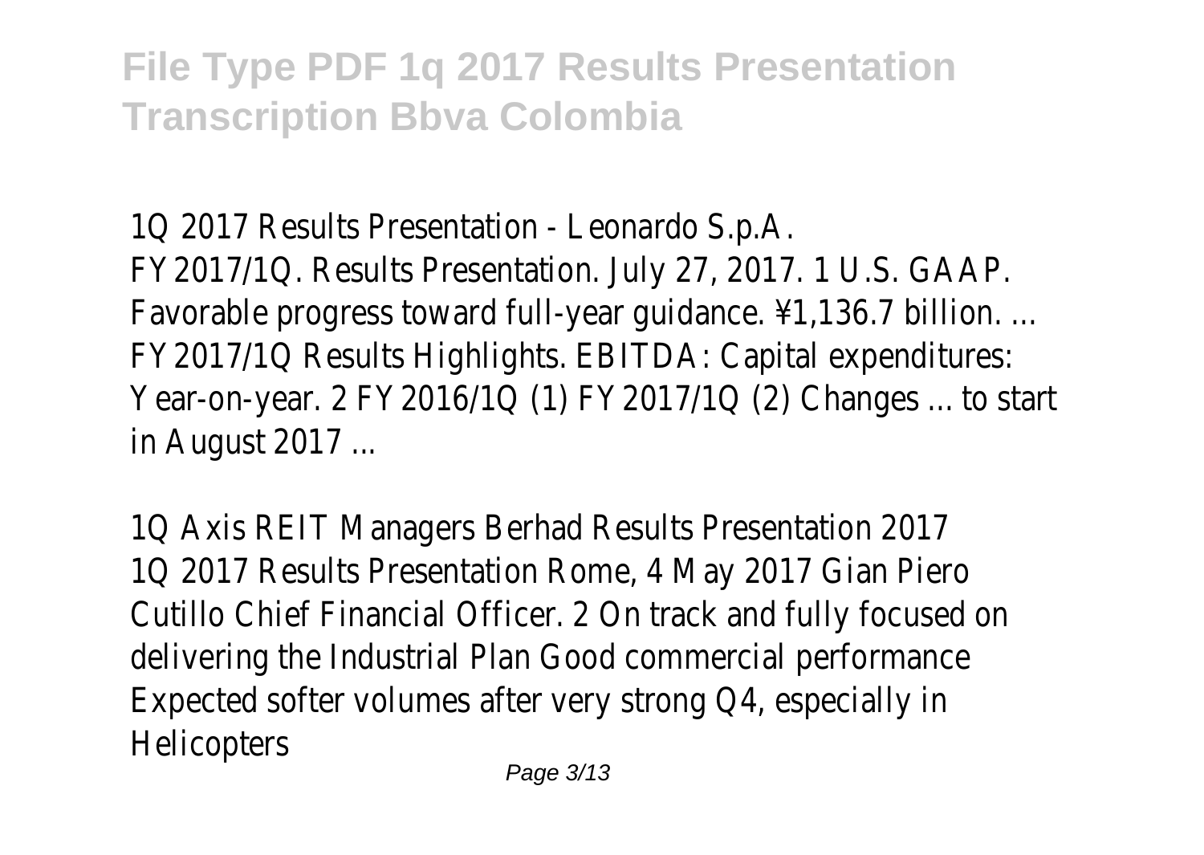1Q 2017 Results Presentation - Leonardo S.p.A.
FY2017/1Q. Results Presentation. July 27, 2017. 1 U.S. GAAP. Favorable progress toward full-year guidance. ¥1,136.7 billion. ... FY2017/1Q Results Highlights. EBITDA: Capital expenditures: Year-on-year. 2 FY2016/1Q (1) FY2017/1Q (2) Changes ... to start in August 2017 ...

1Q Axis REIT Managers Berhad Results Presentation 2017
1Q 2017 Results Presentation Rome, 4 May 2017 Gian Piero Cutillo Chief Financial Officer. 2 On track and fully focused on delivering the Industrial Plan Good commercial performance Expected softer volumes after very strong Q4, especially in Helicopters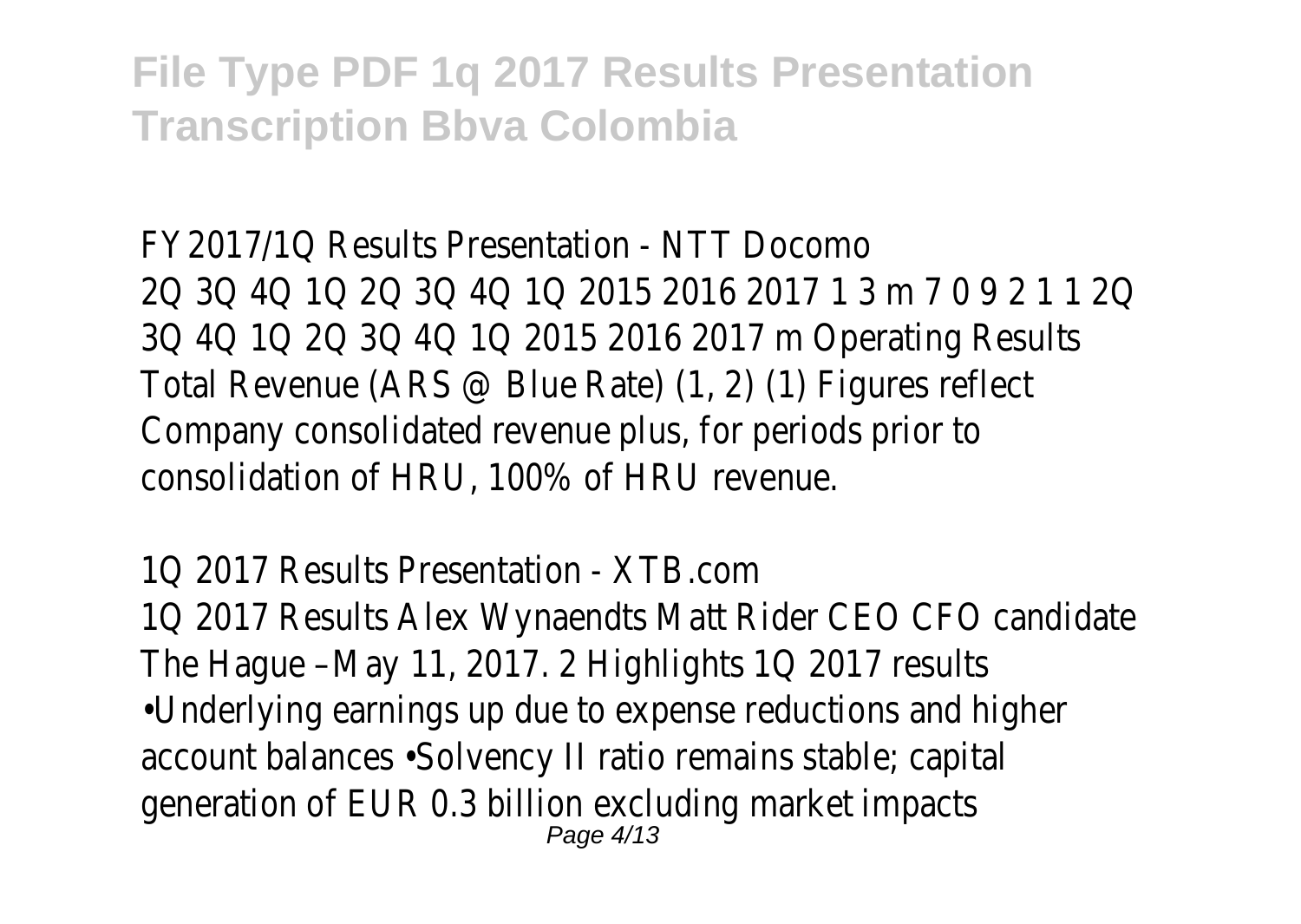**File Type PDF 1q 2017 Results Presentation Transcription Bbva Colombia**

FY2017/1Q Results Presentation - NTT Docomo
2Q 3Q 4Q 1Q 2Q 3Q 4Q 1Q 2015 2016 2017 1 3 m 7 0 9 2 1 1 2Q 3Q 4Q 1Q 2Q 3Q 4Q 1Q 2015 2016 2017 m Operating Results Total Revenue (ARS @ Blue Rate) (1, 2) (1) Figures reflect Company consolidated revenue plus, for periods prior to consolidation of HRU, 100% of HRU revenue.

1Q 2017 Results Presentation - XTB.com
1Q 2017 Results Alex Wynaendts Matt Rider CEO CFO candidate The Hague –May 11, 2017. 2 Highlights 1Q 2017 results •Underlying earnings up due to expense reductions and higher account balances •Solvency II ratio remains stable; capital generation of EUR 0.3 billion excluding market impacts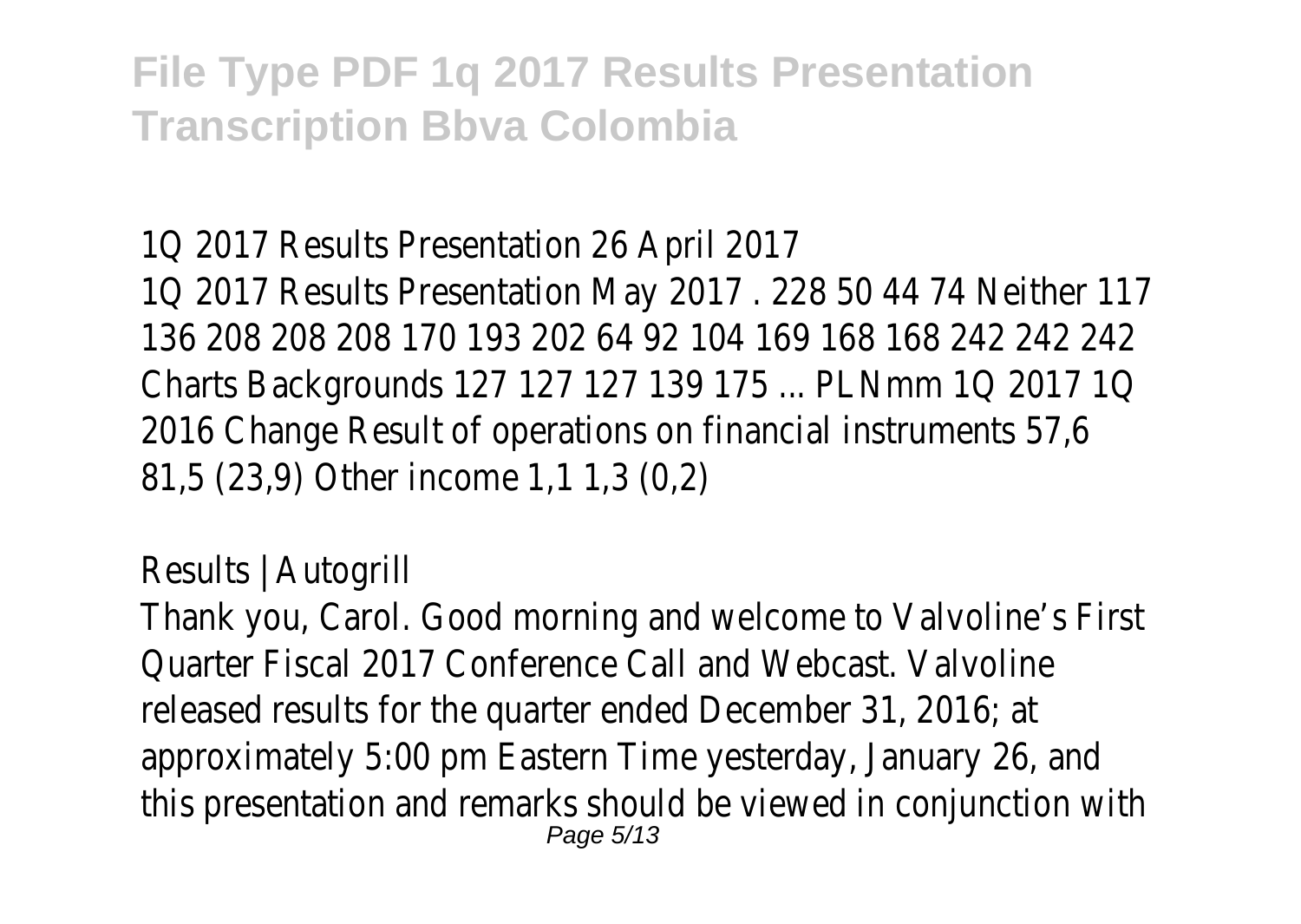1Q 2017 Results Presentation 26 April 2017

1Q 2017 Results Presentation May 2017 . 228 50 44 74 Neither 117 136 208 208 208 170 193 202 64 92 104 169 168 168 242 242 242 Charts Backgrounds 127 127 127 139 175 ... PLNmm 1Q 2017 1Q 2016 Change Result of operations on financial instruments 57,6 81,5 (23,9) Other income 1,1 1,3 (0,2)

Results | Autogrill

Thank you, Carol. Good morning and welcome to Valvoline's First Quarter Fiscal 2017 Conference Call and Webcast. Valvoline released results for the quarter ended December 31, 2016; at approximately 5:00 pm Eastern Time yesterday, January 26, and this presentation and remarks should be viewed in conjunction with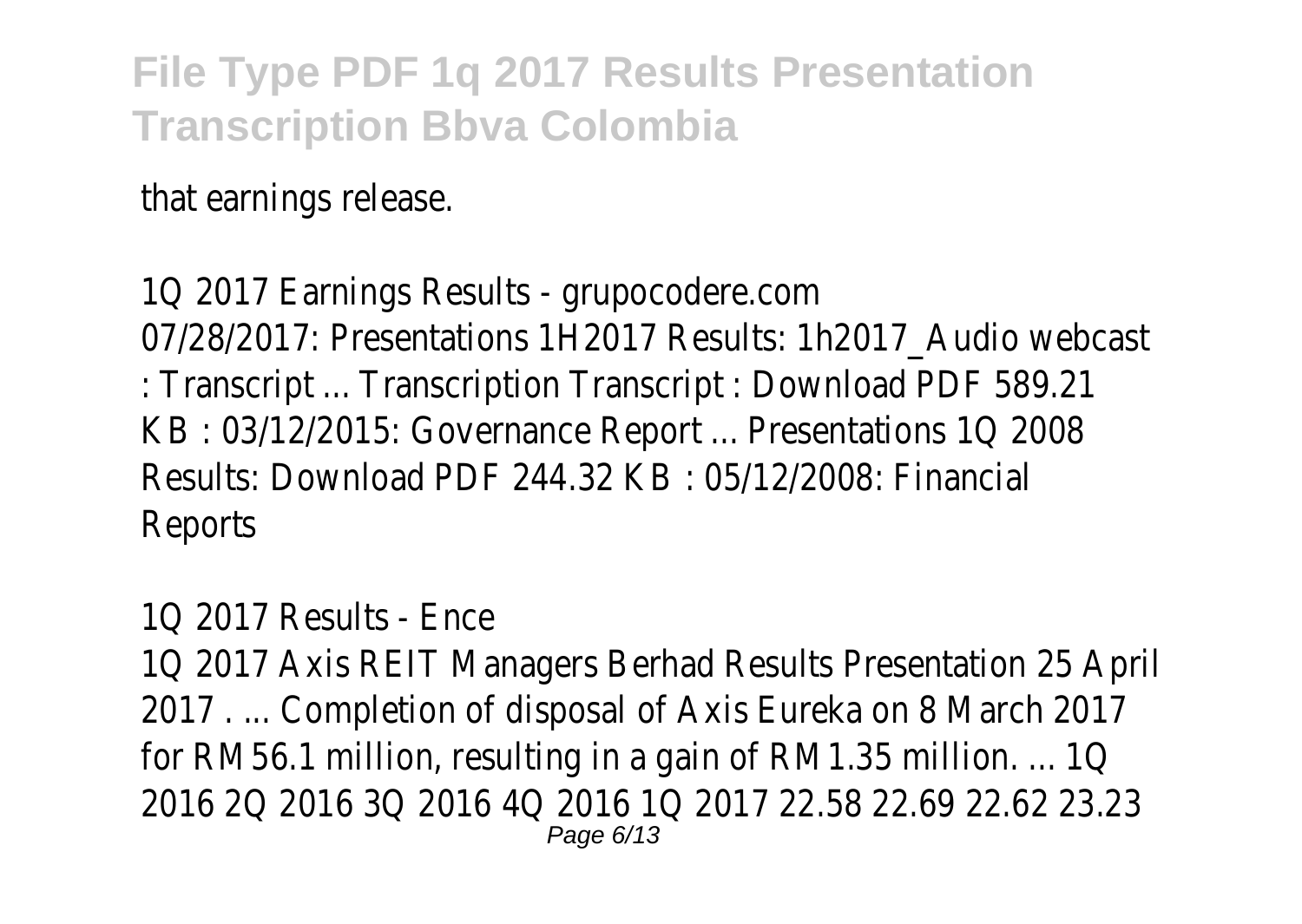that earnings release.

1Q 2017 Earnings Results - grupocodere.com
07/28/2017: Presentations 1H2017 Results: 1h2017_Audio webcast : Transcript ... Transcription Transcript : Download PDF 589.21 KB : 03/12/2015: Governance Report ... Presentations 1Q 2008 Results: Download PDF 244.32 KB : 05/12/2008: Financial Reports

1Q 2017 Results - Ence
1Q 2017 Axis REIT Managers Berhad Results Presentation 25 April 2017 . ... Completion of disposal of Axis Eureka on 8 March 2017 for RM56.1 million, resulting in a gain of RM1.35 million. ... 1Q 2016 2Q 2016 3Q 2016 4Q 2016 1Q 2017 22.58 22.69 22.62 23.23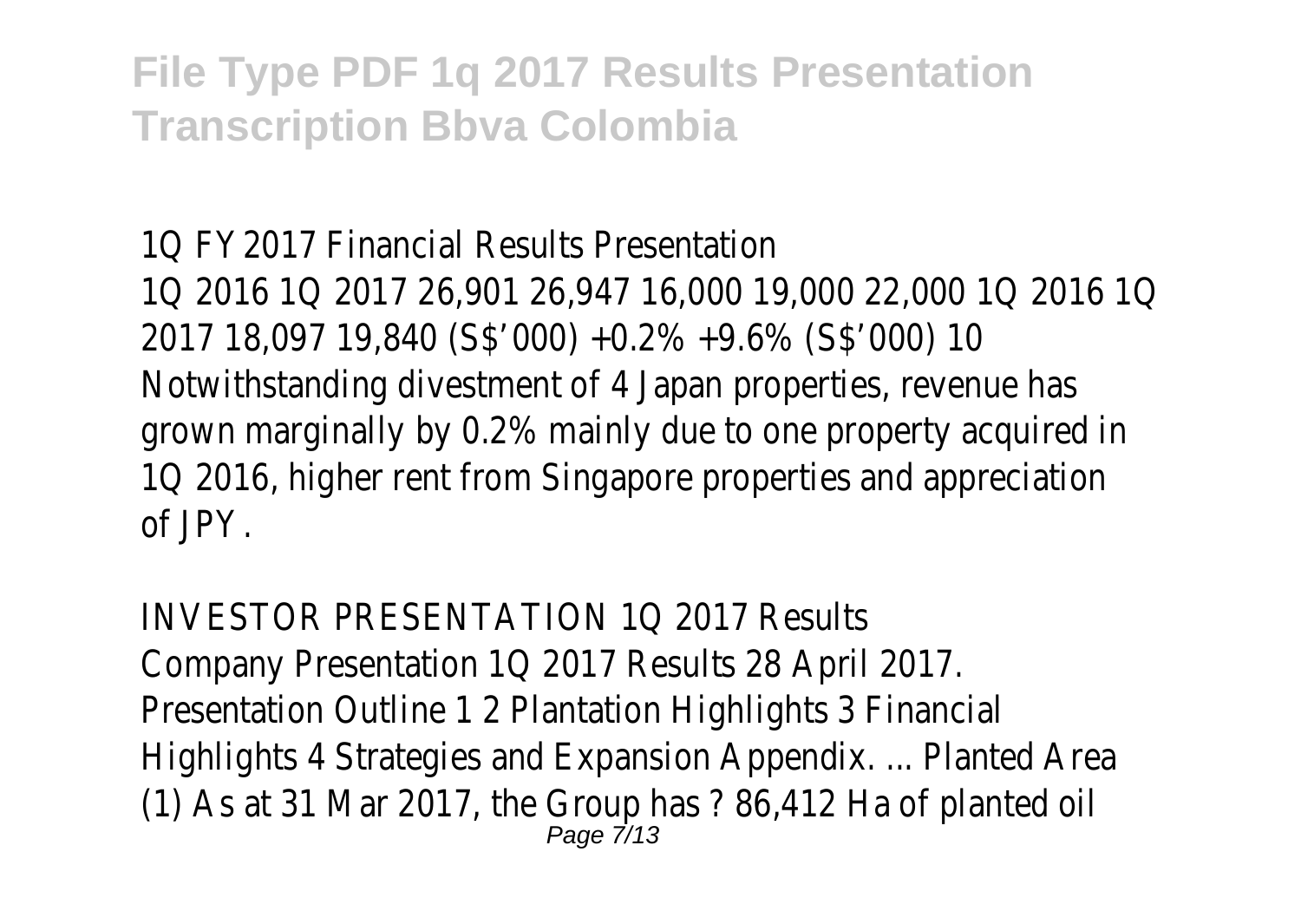1Q FY2017 Financial Results Presentation

1Q 2016 1Q 2017 26,901 26,947 16,000 19,000 22,000 1Q 2016 1Q 2017 18,097 19,840 (S$'000) +0.2% +9.6% (S$'000) 10 Notwithstanding divestment of 4 Japan properties, revenue has grown marginally by 0.2% mainly due to one property acquired in 1Q 2016, higher rent from Singapore properties and appreciation of JPY.

INVESTOR PRESENTATION 1Q 2017 Results

Company Presentation 1Q 2017 Results 28 April 2017. Presentation Outline 1 2 Plantation Highlights 3 Financial Highlights 4 Strategies and Expansion Appendix. ... Planted Area (1) As at 31 Mar 2017, the Group has ? 86,412 Ha of planted oil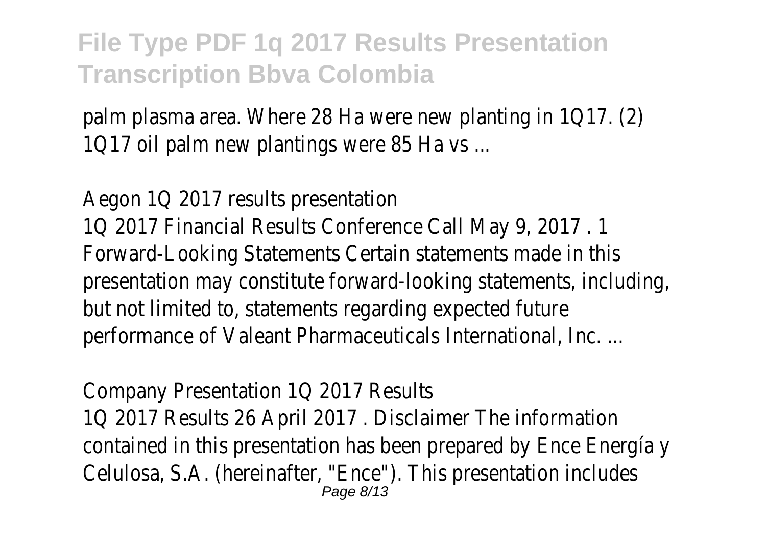palm plasma area. Where 28 Ha were new planting in 1Q17. (2) 1Q17 oil palm new plantings were 85 Ha vs ...

## Aegon 1Q 2017 results presentation

1Q 2017 Financial Results Conference Call May 9, 2017 . 1 Forward-Looking Statements Certain statements made in this presentation may constitute forward-looking statements, including, but not limited to, statements regarding expected future performance of Valeant Pharmaceuticals International, Inc. ...

## Company Presentation 1Q 2017 Results

1Q 2017 Results 26 April 2017 . Disclaimer The information contained in this presentation has been prepared by Ence Energía y Celulosa, S.A. (hereinafter, "Ence"). This presentation includes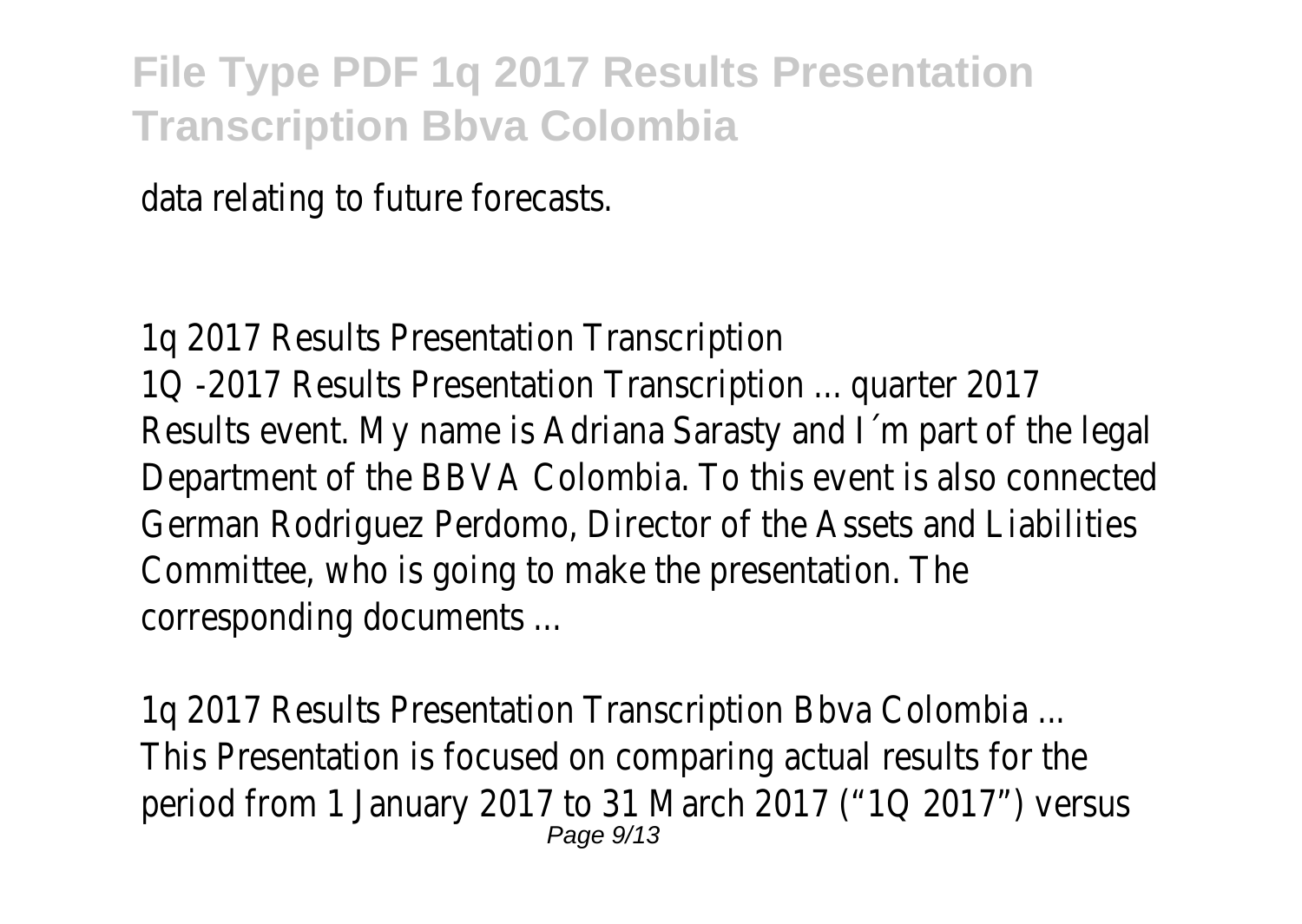data relating to future forecasts.

1q 2017 Results Presentation Transcription
1Q -2017 Results Presentation Transcription ... quarter 2017 Results event. My name is Adriana Sarasty and I´m part of the legal Department of the BBVA Colombia. To this event is also connected German Rodriguez Perdomo, Director of the Assets and Liabilities Committee, who is going to make the presentation. The corresponding documents ...

1q 2017 Results Presentation Transcription Bbva Colombia ...
This Presentation is focused on comparing actual results for the period from 1 January 2017 to 31 March 2017 ("1Q 2017") versus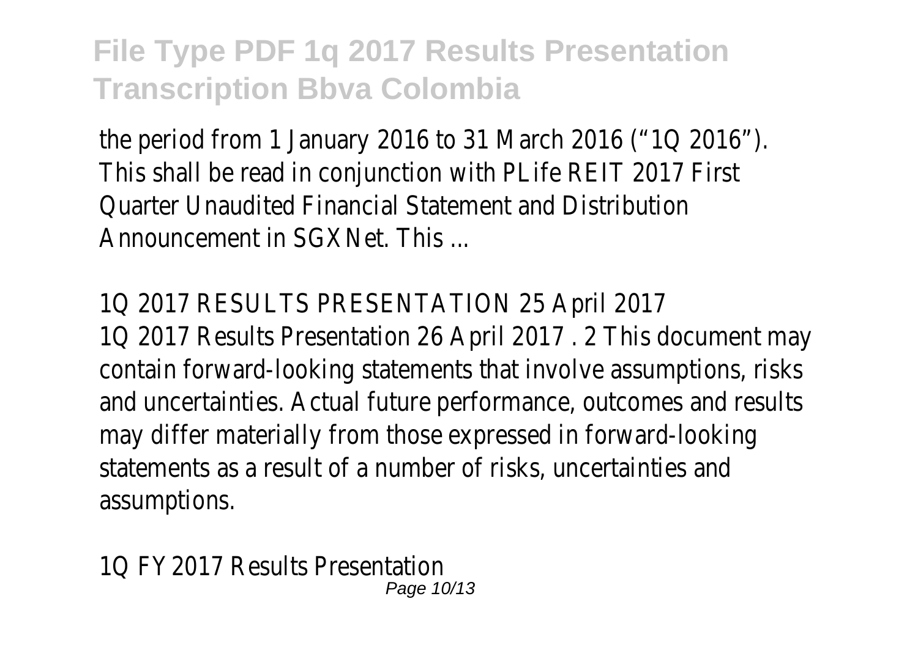the period from 1 January 2016 to 31 March 2016 ("1Q 2016"). This shall be read in conjunction with PLife REIT 2017 First Quarter Unaudited Financial Statement and Distribution Announcement in SGXNet. This ...

1Q 2017 RESULTS PRESENTATION 25 April 2017

1Q 2017 Results Presentation 26 April 2017 . 2 This document may contain forward-looking statements that involve assumptions, risks and uncertainties. Actual future performance, outcomes and results may differ materially from those expressed in forward-looking statements as a result of a number of risks, uncertainties and assumptions.

1Q FY2017 Results Presentation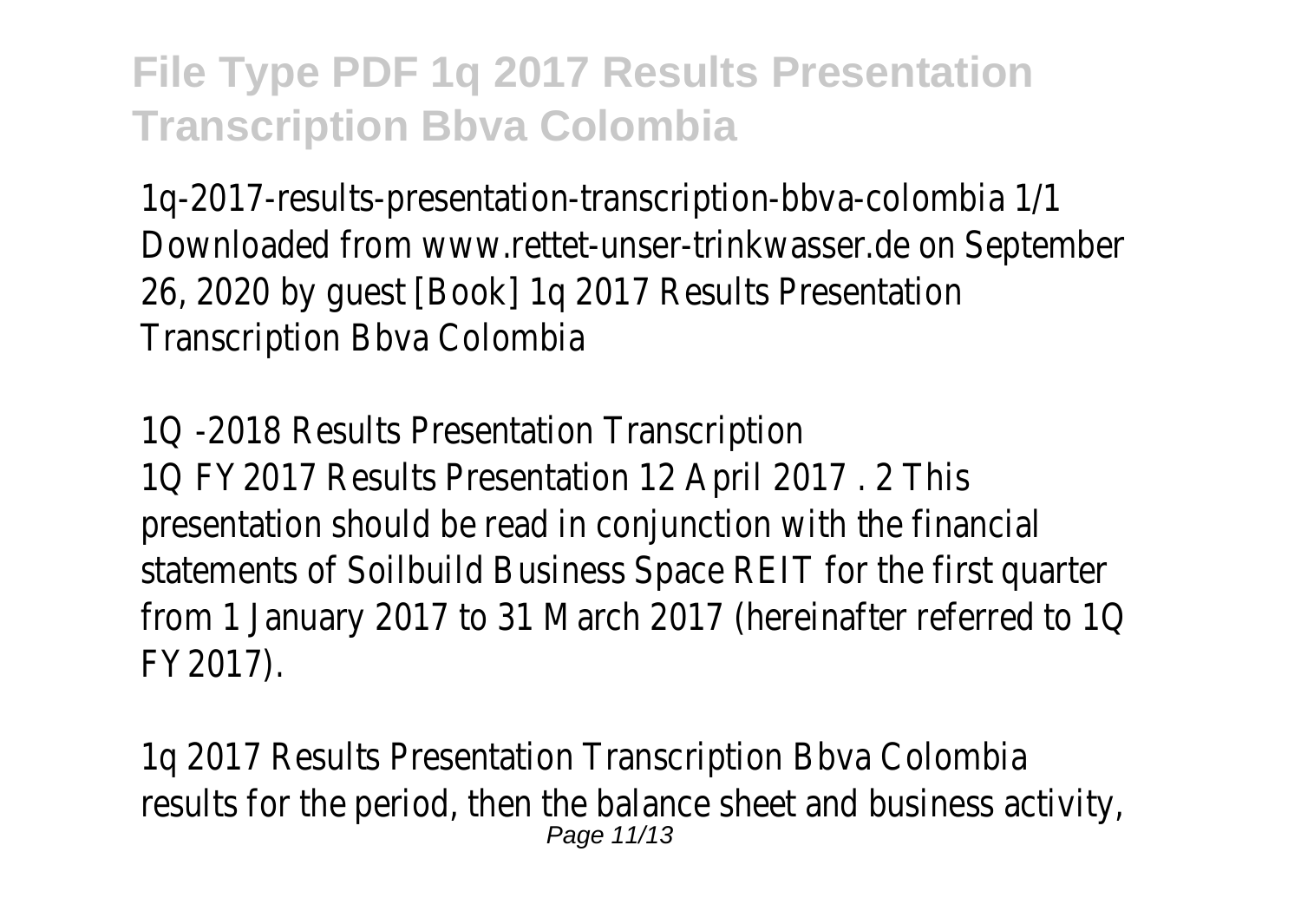1q-2017-results-presentation-transcription-bbva-colombia 1/1 Downloaded from www.rettet-unser-trinkwasser.de on September 26, 2020 by guest [Book] 1q 2017 Results Presentation Transcription Bbva Colombia

1Q -2018 Results Presentation Transcription
1Q FY2017 Results Presentation 12 April 2017 . 2 This presentation should be read in conjunction with the financial statements of Soilbuild Business Space REIT for the first quarter from 1 January 2017 to 31 March 2017 (hereinafter referred to 1Q FY2017).

1q 2017 Results Presentation Transcription Bbva Colombia
results for the period, then the balance sheet and business activity,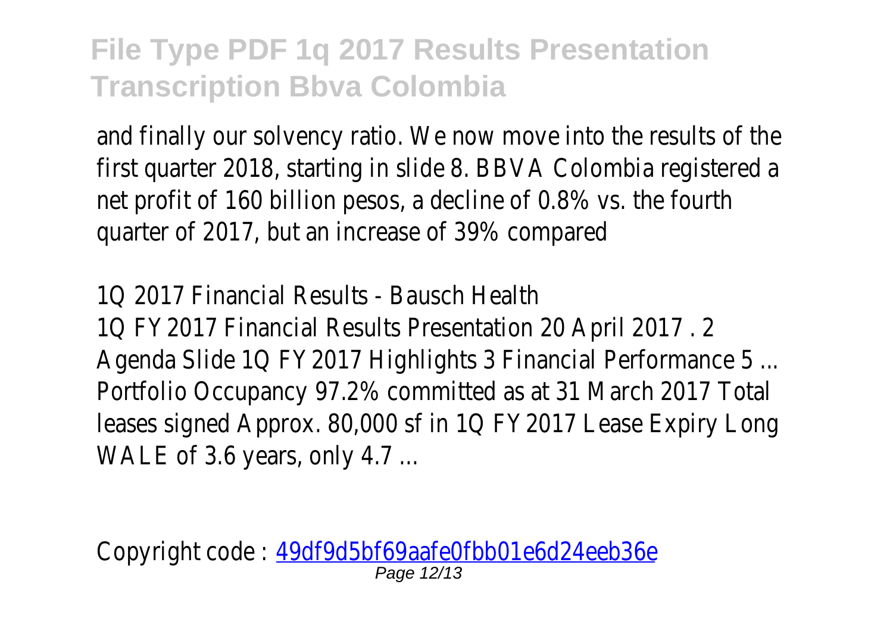and finally our solvency ratio. We now move into the results of the first quarter 2018, starting in slide 8. BBVA Colombia registered a net profit of 160 billion pesos, a decline of 0.8% vs. the fourth quarter of 2017, but an increase of 39% compared

1Q 2017 Financial Results - Bausch Health

1Q FY2017 Financial Results Presentation 20 April 2017 . 2 Agenda Slide 1Q FY2017 Highlights 3 Financial Performance 5 ... Portfolio Occupancy 97.2% committed as at 31 March 2017 Total leases signed Approx. 80,000 sf in 1Q FY2017 Lease Expiry Long WALE of 3.6 years, only 4.7 ...

Copyright code : 49df9d5bf69aafe0fbb01e6d24eeb36e